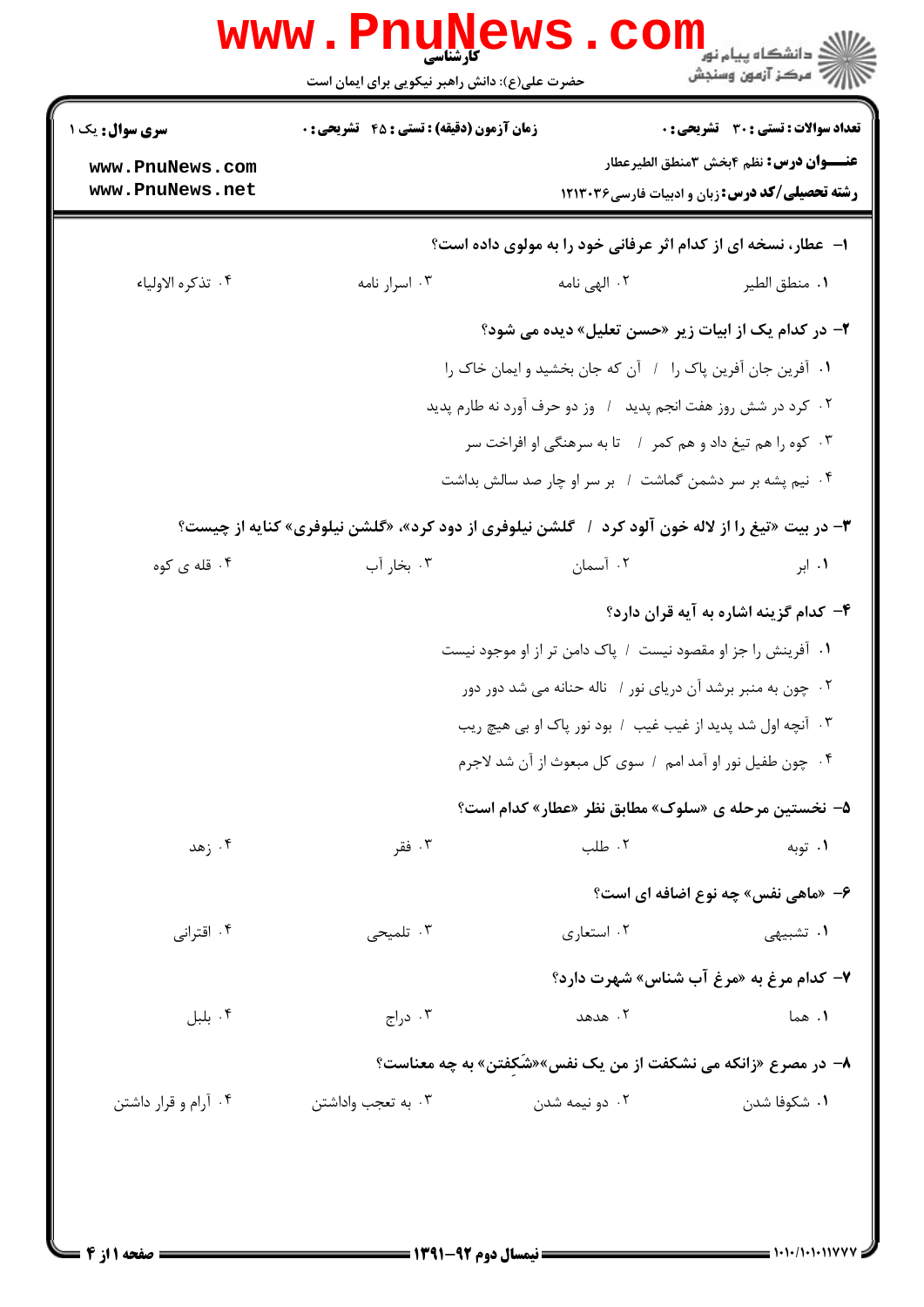کارشناسی

حضرت علی(ع): دانش راهبر نیکویی برای ایمان است

دانشگاه پیام نور
مرکز آزمون وسنجش

**تعداد سوالات : تستی : ۳۰ تشریحی : ۰** | **زمان آزمون (دقیقه) : تستی : ۴۵ تشریحی : ۰** | **سری سوال : یک ۱**

**عنـــوان درس :** نظم ۴بخش ۳منطق الطیرعطار

**رشته تحصیلی/کد درس :** زبان و ادبیات فارسی ۱۲۱۳۰۳۶

**۱- عطار، نسخه ای از کدام اثر عرفانی خود را به مولوی داده است؟**

۱. منطق الطیر ۲. الهی نامه ۳. اسرار نامه ۴. تذکره الاولیاء

**۲- در کدام یک از ابیات زیر «حسن تعلیل» دیده می شود؟**

۱. آفرین جان آفرین پاک را / آن که جان بخشید و ایمان خاک را

۲. کرد در شش روز هفت انجم پدید / وز دو حرف آورد نه طارم پدید

۳. کوه را هم تیغ داد و هم کمر / تا به سرهنگی او افراخت سر

۴. نیم پشه بر سر دشمن گماشت / بر سر او چار صد سالش بداشت

**۳- در بیت «تیغ را از لاله خون آلود کرد / گلشن نیلوفری از دود کرد»، «گلشن نیلوفری» کنایه از چیست؟**

۱. ابر ۲. آسمان ۳. بخار آب ۴. قله ی کوه

**۴- کدام گزینه اشاره به آیه قران دارد؟**

۱. آفرینش را جز او مقصود نیست / پاک دامن تر از او موجود نیست

۲. چون به منبر برشد آن دریای نور / ناله حنانه می شد دور دور

۳. آنچه اول شد پدید از غیب غیب / بود نور پاک او بی هیچ ریب

۴. چون طفیل نور او آمد امم / سوی کل مبعوث از آن شد لاجرم

**۵- نخستین مرحله ی «سلوک» مطابق نظر «عطار» کدام است؟**

۱. توبه ۲. طلب ۳. فقر ۴. زهد

**۶- «ماهی نفس» چه نوع اضافه ای است؟**

۱. تشبیهی ۲. استعاری ۳. تلمیحی ۴. اقترانی

**۷- کدام مرغ به «مرغ آب شناس» شهرت دارد؟**

۱. هما ۲. هدهد ۳. دراج ۴. بلبل

**۸- در مصرع «زانکه می نشکفت از من یک نفس»«شَکِفتن» به چه معناست؟**

۱. شکوفا شدن ۲. دو نیمه شدن ۳. به تعجب واداشتن ۴. آرام و قرار داشتن

نیمسال دوم ۹۲-۱۳۹۱

۱۰۱۰/۱۰۱۰۱۱۷۷۷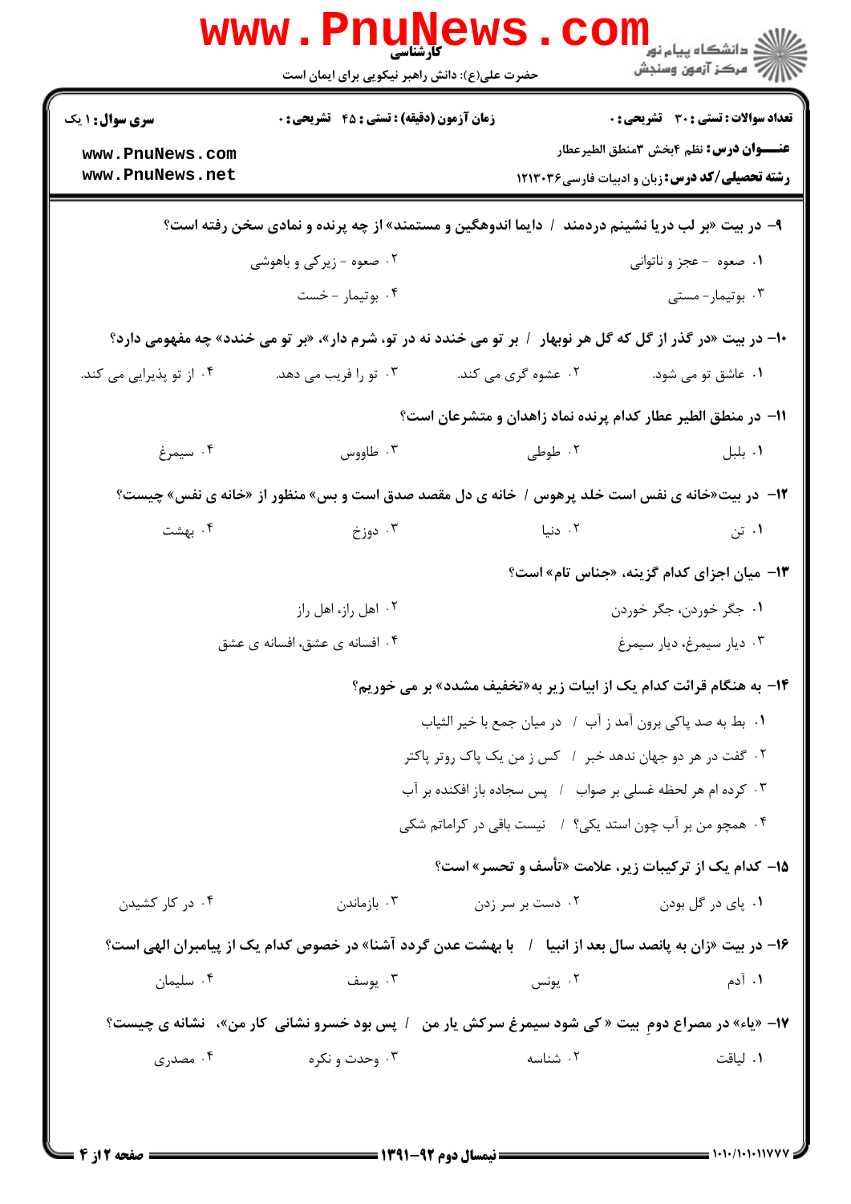**سری سوال:** ۱ یک

**زمان آزمون (دقیقه) : تستی :** ۴۵ **تشریحی :** ۰

**تعداد سوالات : تستی :** ۳۰ **تشریحی :** ۰

**عنـــوان درس:** نظم ۴بخش ۳منطق الطیرعطار

**رشته تحصیلی/کد درس:** زبان و ادبیات فارسی۱۲۱۳۰۳۶

۹- در بیت «بر لب دریا نشینم دردمند / دایما اندوهگین و مستمند» از چه پرنده و نمادی سخن رفته است؟

۱. صعوه - عجز و ناتوانی
۲. صعوه - زیرکی و باهوشی
۳. بوتیمار- مستی
۴. بوتیمار - خست

۱۰- در بیت «در گذر از گل که گل هر نوبهار / بر تو می خندد نه در تو، شرم دار»، «بر تو می خندد» چه مفهومی دارد؟

۱. عاشق تو می شود.
۲. عشوه گری می کند.
۳. تو را فریب می دهد.
۴. از تو پذیرایی می کند.

۱۱- در منطق الطیر عطار کدام پرنده نماد زاهدان و متشرعان است؟

۱. بلبل
۲. طوطی
۳. طاووس
۴. سیمرغ

۱۲- در بیت«خانه ی نفس است خلد پرهوس / خانه ی دل مقصد صدق است و بس» منظور از «خانه ی نفس» چیست؟

۱. تن
۲. دنیا
۳. دوزخ
۴. بهشت

۱۳- میان اجزای کدام گزینه، «جناس تام» است؟

۱. جگر خوردن، جگر خوردن
۲. اهل راز، اهل راز
۳. دیار سیمرغ، دیار سیمرغ
۴. افسانه ی عشق، افسانه ی عشق

۱۴- به هنگام قرائت کدام یک از ابیات زیر به«تخفیف مشدد» بر می خوریم؟

۱. بط به صد پاکی برون آمد ز آب / در میان جمع با خیر الثیاب
۲. گفت در هر دو جهان ندهد خبر / کس ز من یک پاک روتر پاکتر
۳. کرده ام هر لحظه غسلی بر صواب / پس سجاده باز افکنده بر آب
۴. همچو من بر آب چون استد یکی؟ / نیست باقی در کراماتم شکی

۱۵- کدام یک از ترکیبات زیر، علامت «تأسف و تحسر» است؟

۱. پای در گل بودن
۲. دست بر سر زدن
۳. بازماندن
۴. در کار کشیدن

۱۶- در بیت «زان به پانصد سال بعد از انبیا / با بهشت عدن گردد آشنا» در خصوص کدام یک از پیامبران الهی است؟

۱. آدم
۲. یونس
۳. یوسف
۴. سلیمان

۱۷- «یاء» در مصراع دومِ بیت « کی شود سیمرغ سرکش یار من / پس بود خسرو نشانی کار من»، نشانه ی چیست؟

۱. لیاقت
۲. شناسه
۳. وحدت و نکره
۴. مصدری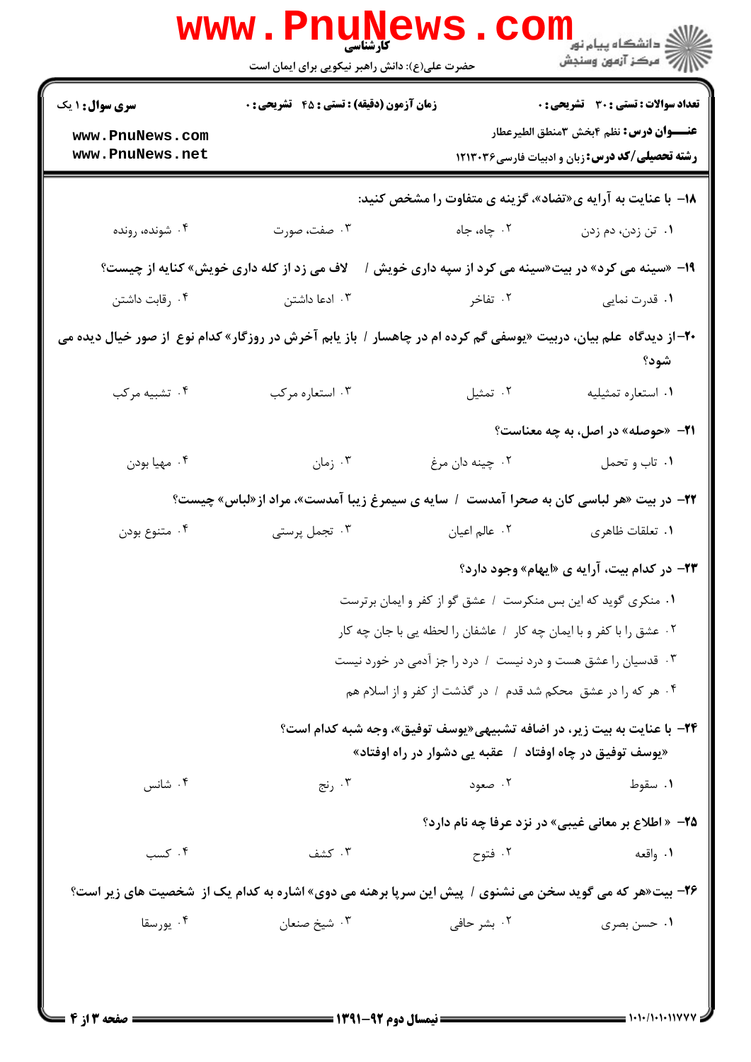۱۸- با عنایت به آرایه ی «تضاد»، گزینه ی متفاوت را مشخص کنید:

۱. تن زدن، دم زدن
۲. چاه، جاه
۳. صفت، صورت
۴. شونده، رونده

۱۹- «سینه می کرد» در بیت «سینه می کرد از سپه داری خویش / لاف می زد از کله داری خویش» کنایه از چیست؟

۱. قدرت نمایی
۲. تفاخر
۳. ادعا داشتن
۴. رقابت داشتن

۲۰- از دیدگاه علم بیان، دربیت «یوسفی گم کرده ام در چاهسار / باز یابم آخرش در روزگار» کدام نوع از صور خیال دیده می شود؟

۱. استعاره تمثیلیه
۲. تمثیل
۳. استعاره مرکب
۴. تشبیه مرکب

۲۱- «حوصله» در اصل، به چه معناست؟

۱. تاب و تحمل
۲. چینه دان مرغ
۳. زمان
۴. مهیا بودن

۲۲- در بیت «هر لباسی کان به صحرا آمدست / سایه ی سیمرغ زیبا آمدست»، مراد از «لباس» چیست؟

۱. تعلقات ظاهری
۲. عالم اعیان
۳. تجمل پرستی
۴. متنوع بودن

۲۳- در کدام بیت، آرایه ی «ایهام» وجود دارد؟

۱. منکری گوید که این بس منکرست / عشق گو از کفر و ایمان برترست
۲. عشق را با کفر و با ایمان چه کار / عاشقان را لحظه یی با جان چه کار
۳. قدسیان را عشق هست و درد نیست / درد را جز آدمی در خورد نیست
۴. هر که را در عشق محکم شد قدم / در گذشت از کفر و از اسلام هم

۲۴- با عنایت به بیت زیر، در اضافه تشبیهی «یوسف توفیق»، وجه شبه کدام است؟

«یوسف توفیق در چاه اوفتاد / عقبه یی دشوار در راه اوفتاد»

۱. سقوط
۲. صعود
۳. رنج
۴. شانس

۲۵- «اطلاع بر معانی غیبی» در نزد عرفا چه نام دارد؟

۱. واقعه
۲. فتوح
۳. کشف
۴. کسب

۲۶- بیت «هر که می گوید سخن می نشنوی / پیش این سرپا برهنه می دوی» اشاره به کدام یک از شخصیت های زیر است؟

۱. حسن بصری
۲. بشر حافی
۳. شیخ صنعان
۴. یورسقا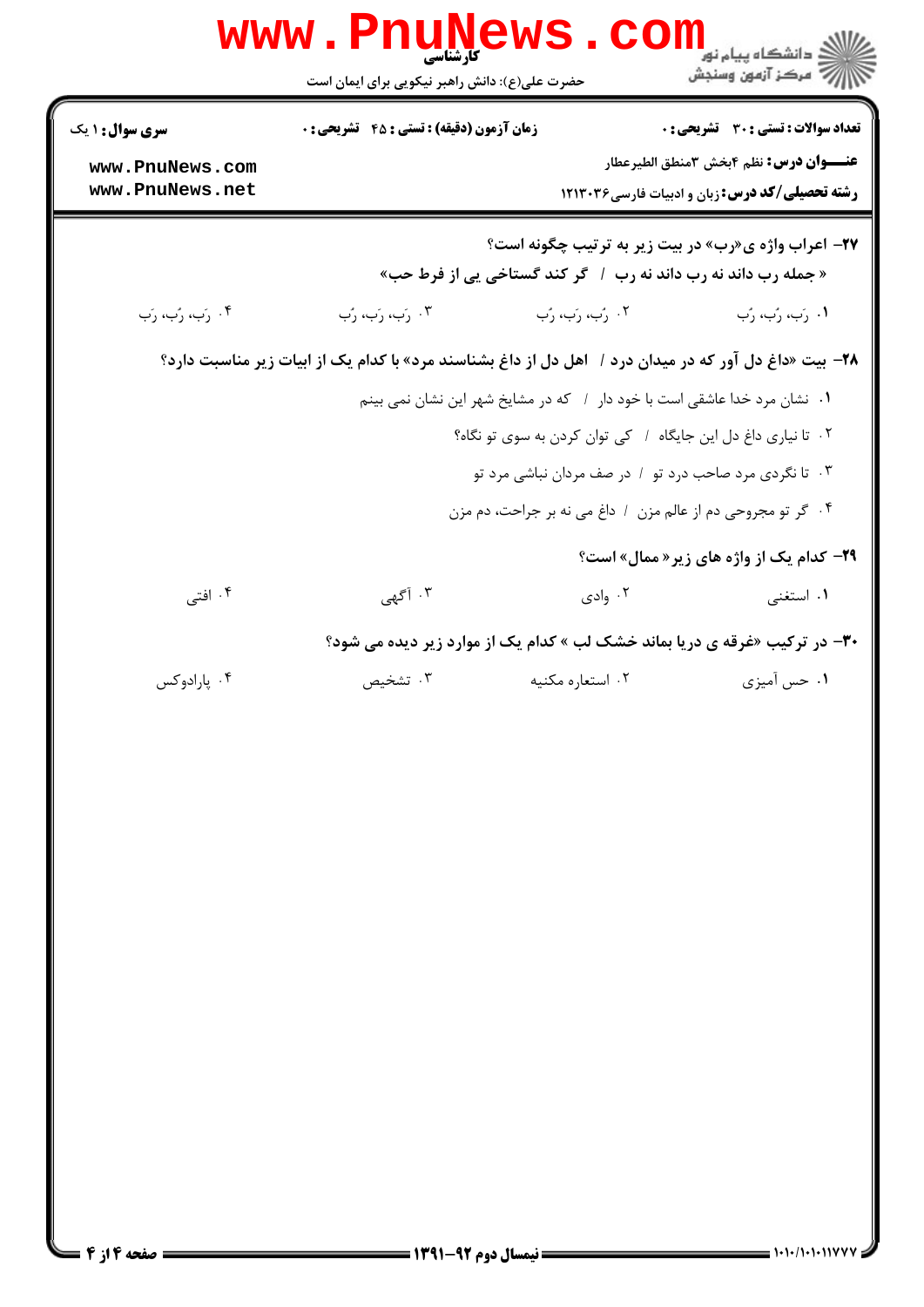**۲۷- اعراب واژه ی«رب» در بیت زیر به ترتیب چگونه است؟**

« جمله رب داند نه رب داند نه رب / گر کند گستاخی یی از فرط حب»

۱. رَب، رُب، رُب
۲. رُب، رَب، رُب
۳. رَب، رَب، رُب
۴. رَب، رُب، رَب

**۲۸- بیت «داغ دل آور که در میدان درد / اهل دل از داغ بشناسند مرد» با کدام یک از ابیات زیر مناسبت دارد؟**

۱. نشان مرد خدا عاشقی است با خود دار / که در مشایخ شهر این نشان نمی بینم
۲. تا نیاری داغ دل این جایگاه / کی توان کردن به سوی تو نگاه؟
۳. تا نگردی مرد صاحب درد تو / در صف مردان نباشی مرد تو
۴. گر تو مجروحی دم از عالم مزن / داغ می نه بر جراحت، دم مزن

**۲۹- کدام یک از واژه های زیر« ممال» است؟**

۱. استغنی
۲. وادی
۳. آگهی
۴. افتی

**۳۰- در ترکیب «غرقه ی دریا بماند خشک لب » کدام یک از موارد زیر دیده می شود؟**

۱. حس آمیزی
۲. استعاره مکنیه
۳. تشخیص
۴. پارادوکس